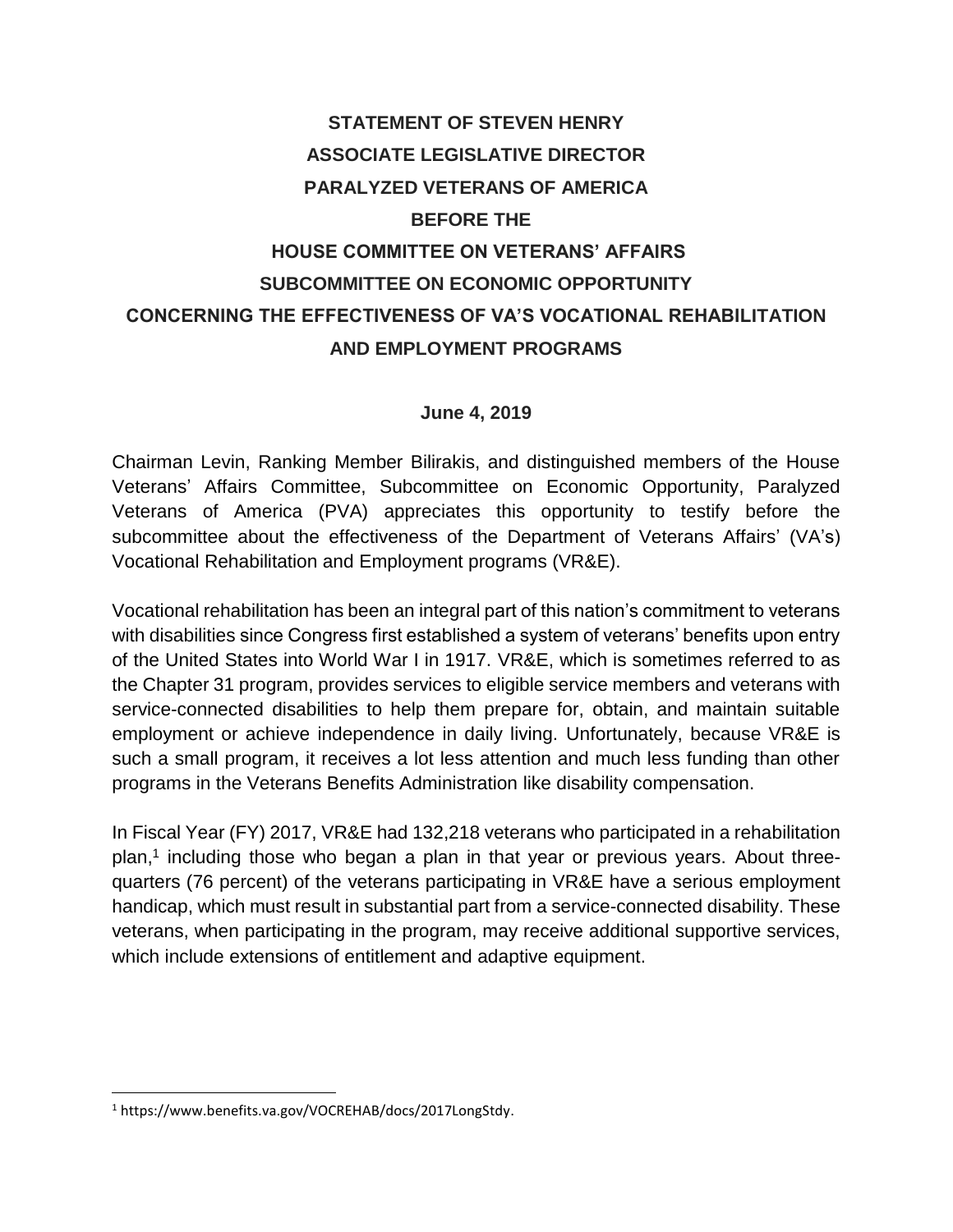# STATEMENT OF STEVEN HENRY
# ASSOCIATE LEGISLATIVE DIRECTOR
# PARALYZED VETERANS OF AMERICA
# BEFORE THE
# HOUSE COMMITTEE ON VETERANS' AFFAIRS
# SUBCOMMITTEE ON ECONOMIC OPPORTUNITY
# CONCERNING THE EFFECTIVENESS OF VA'S VOCATIONAL REHABILITATION AND EMPLOYMENT PROGRAMS

**June 4, 2019**

Chairman Levin, Ranking Member Bilirakis, and distinguished members of the House Veterans' Affairs Committee, Subcommittee on Economic Opportunity, Paralyzed Veterans of America (PVA) appreciates this opportunity to testify before the subcommittee about the effectiveness of the Department of Veterans Affairs' (VA's) Vocational Rehabilitation and Employment programs (VR&E).

Vocational rehabilitation has been an integral part of this nation's commitment to veterans with disabilities since Congress first established a system of veterans' benefits upon entry of the United States into World War I in 1917. VR&E, which is sometimes referred to as the Chapter 31 program, provides services to eligible service members and veterans with service-connected disabilities to help them prepare for, obtain, and maintain suitable employment or achieve independence in daily living. Unfortunately, because VR&E is such a small program, it receives a lot less attention and much less funding than other programs in the Veterans Benefits Administration like disability compensation.

In Fiscal Year (FY) 2017, VR&E had 132,218 veterans who participated in a rehabilitation plan,[1] including those who began a plan in that year or previous years. About three-quarters (76 percent) of the veterans participating in VR&E have a serious employment handicap, which must result in substantial part from a service-connected disability. These veterans, when participating in the program, may receive additional supportive services, which include extensions of entitlement and adaptive equipment.

[1] https://www.benefits.va.gov/VOCREHAB/docs/2017LongStdy.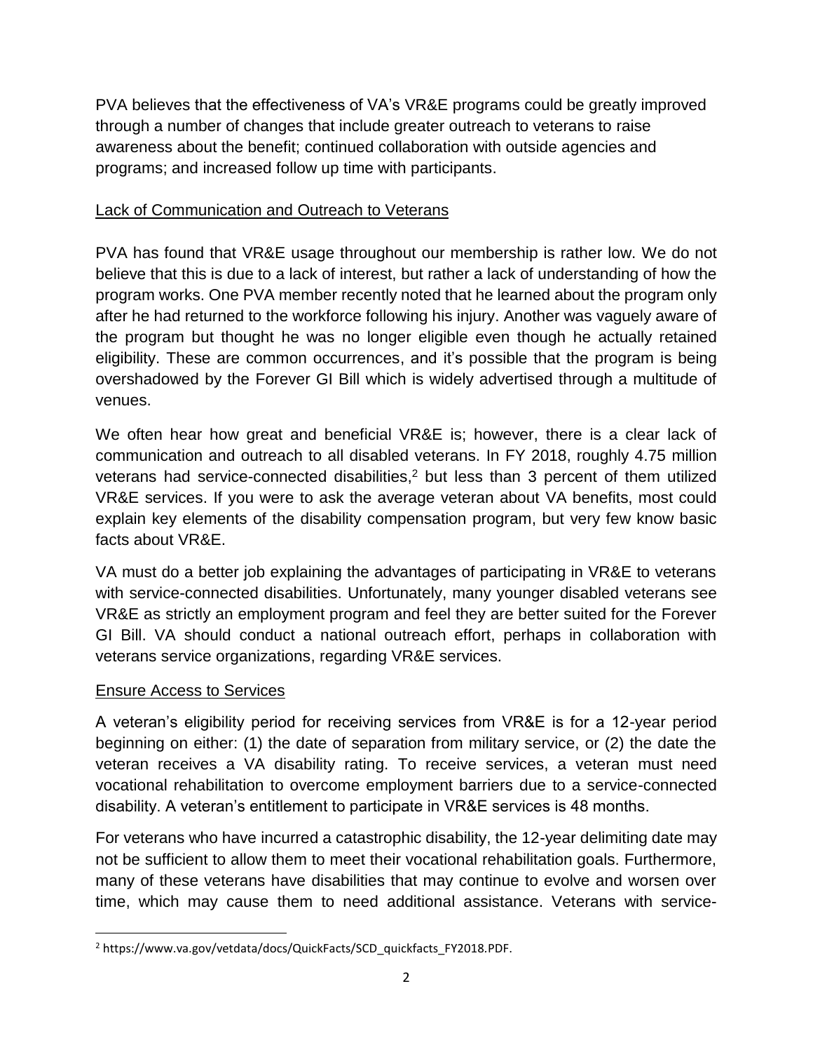PVA believes that the effectiveness of VA's VR&E programs could be greatly improved through a number of changes that include greater outreach to veterans to raise awareness about the benefit; continued collaboration with outside agencies and programs; and increased follow up time with participants.

## Lack of Communication and Outreach to Veterans

PVA has found that VR&E usage throughout our membership is rather low. We do not believe that this is due to a lack of interest, but rather a lack of understanding of how the program works. One PVA member recently noted that he learned about the program only after he had returned to the workforce following his injury. Another was vaguely aware of the program but thought he was no longer eligible even though he actually retained eligibility. These are common occurrences, and it's possible that the program is being overshadowed by the Forever GI Bill which is widely advertised through a multitude of venues.

We often hear how great and beneficial VR&E is; however, there is a clear lack of communication and outreach to all disabled veterans. In FY 2018, roughly 4.75 million veterans had service-connected disabilities,[2] but less than 3 percent of them utilized VR&E services. If you were to ask the average veteran about VA benefits, most could explain key elements of the disability compensation program, but very few know basic facts about VR&E.

VA must do a better job explaining the advantages of participating in VR&E to veterans with service-connected disabilities. Unfortunately, many younger disabled veterans see VR&E as strictly an employment program and feel they are better suited for the Forever GI Bill. VA should conduct a national outreach effort, perhaps in collaboration with veterans service organizations, regarding VR&E services.

## Ensure Access to Services

A veteran's eligibility period for receiving services from VR&E is for a 12-year period beginning on either: (1) the date of separation from military service, or (2) the date the veteran receives a VA disability rating. To receive services, a veteran must need vocational rehabilitation to overcome employment barriers due to a service-connected disability. A veteran's entitlement to participate in VR&E services is 48 months.

For veterans who have incurred a catastrophic disability, the 12-year delimiting date may not be sufficient to allow them to meet their vocational rehabilitation goals. Furthermore, many of these veterans have disabilities that may continue to evolve and worsen over time, which may cause them to need additional assistance. Veterans with service-

[2] https://www.va.gov/vetdata/docs/QuickFacts/SCD_quickfacts_FY2018.PDF.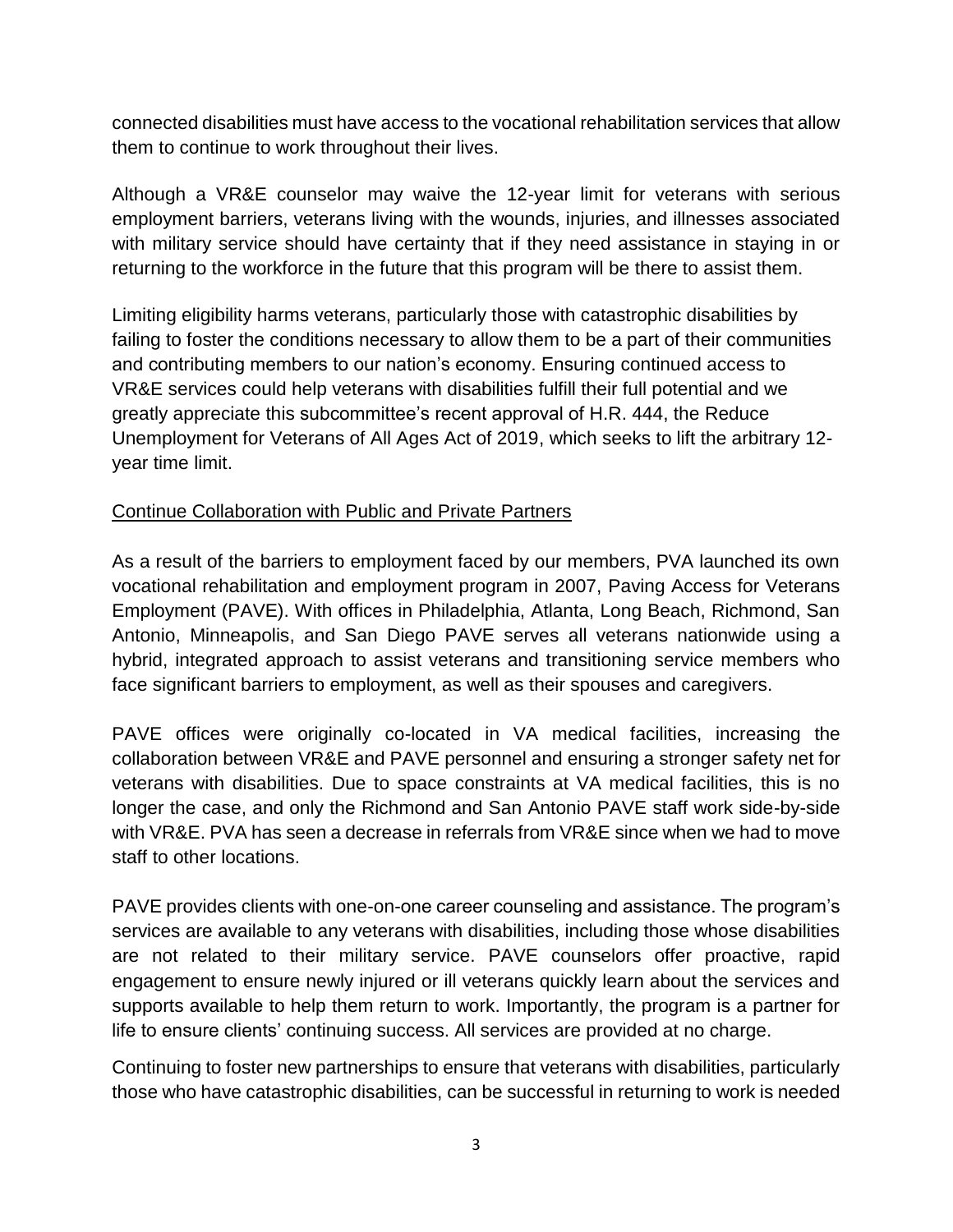connected disabilities must have access to the vocational rehabilitation services that allow them to continue to work throughout their lives.

Although a VR&E counselor may waive the 12-year limit for veterans with serious employment barriers, veterans living with the wounds, injuries, and illnesses associated with military service should have certainty that if they need assistance in staying in or returning to the workforce in the future that this program will be there to assist them.

Limiting eligibility harms veterans, particularly those with catastrophic disabilities by failing to foster the conditions necessary to allow them to be a part of their communities and contributing members to our nation's economy. Ensuring continued access to VR&E services could help veterans with disabilities fulfill their full potential and we greatly appreciate this subcommittee's recent approval of H.R. 444, the Reduce Unemployment for Veterans of All Ages Act of 2019, which seeks to lift the arbitrary 12-year time limit.

<u>Continue Collaboration with Public and Private Partners</u>

As a result of the barriers to employment faced by our members, PVA launched its own vocational rehabilitation and employment program in 2007, Paving Access for Veterans Employment (PAVE). With offices in Philadelphia, Atlanta, Long Beach, Richmond, San Antonio, Minneapolis, and San Diego PAVE serves all veterans nationwide using a hybrid, integrated approach to assist veterans and transitioning service members who face significant barriers to employment, as well as their spouses and caregivers.

PAVE offices were originally co-located in VA medical facilities, increasing the collaboration between VR&E and PAVE personnel and ensuring a stronger safety net for veterans with disabilities. Due to space constraints at VA medical facilities, this is no longer the case, and only the Richmond and San Antonio PAVE staff work side-by-side with VR&E. PVA has seen a decrease in referrals from VR&E since when we had to move staff to other locations.

PAVE provides clients with one-on-one career counseling and assistance. The program's services are available to any veterans with disabilities, including those whose disabilities are not related to their military service. PAVE counselors offer proactive, rapid engagement to ensure newly injured or ill veterans quickly learn about the services and supports available to help them return to work. Importantly, the program is a partner for life to ensure clients' continuing success. All services are provided at no charge.

Continuing to foster new partnerships to ensure that veterans with disabilities, particularly those who have catastrophic disabilities, can be successful in returning to work is needed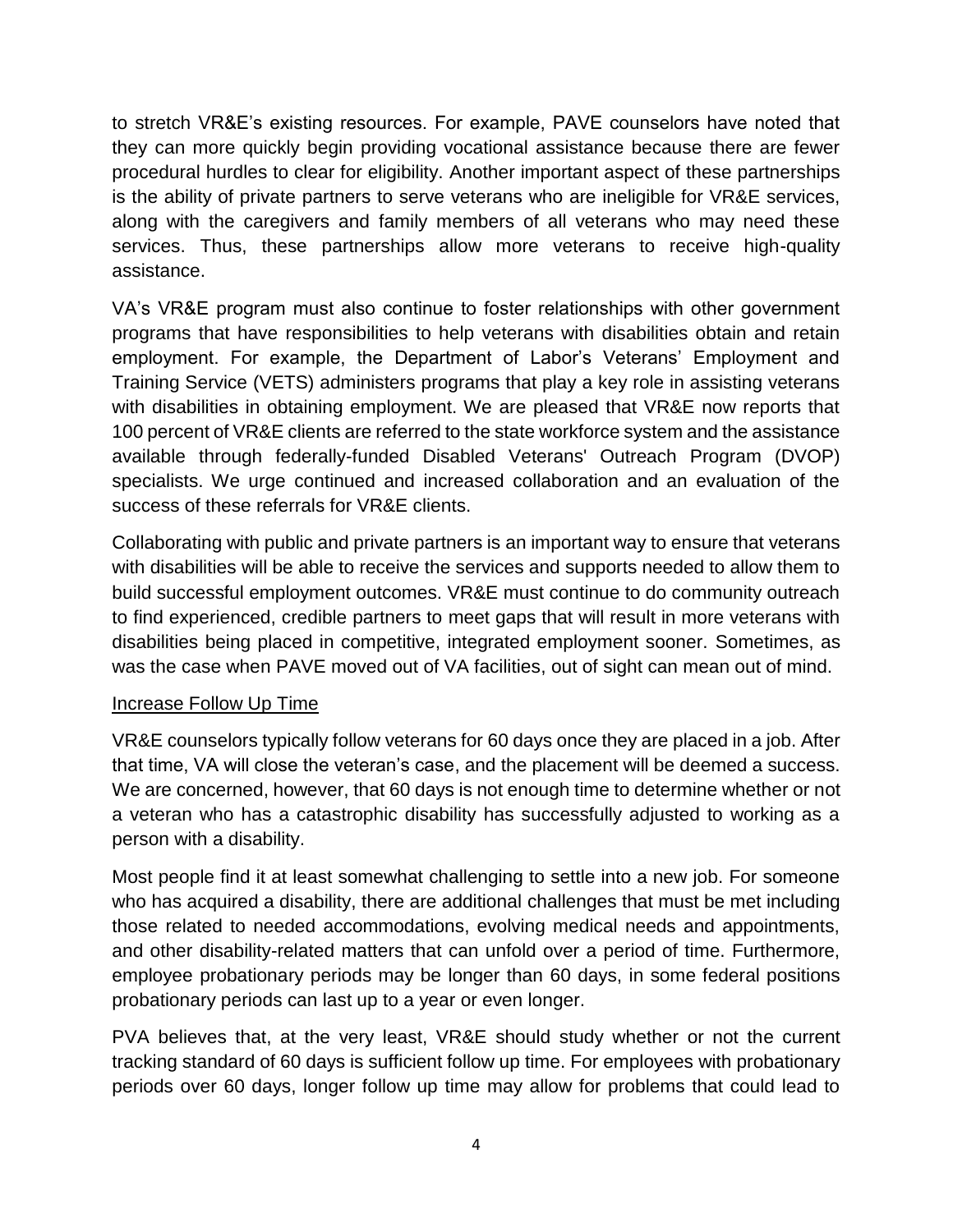to stretch VR&E's existing resources. For example, PAVE counselors have noted that they can more quickly begin providing vocational assistance because there are fewer procedural hurdles to clear for eligibility. Another important aspect of these partnerships is the ability of private partners to serve veterans who are ineligible for VR&E services, along with the caregivers and family members of all veterans who may need these services. Thus, these partnerships allow more veterans to receive high-quality assistance.

VA's VR&E program must also continue to foster relationships with other government programs that have responsibilities to help veterans with disabilities obtain and retain employment. For example, the Department of Labor's Veterans' Employment and Training Service (VETS) administers programs that play a key role in assisting veterans with disabilities in obtaining employment. We are pleased that VR&E now reports that 100 percent of VR&E clients are referred to the state workforce system and the assistance available through federally-funded Disabled Veterans' Outreach Program (DVOP) specialists. We urge continued and increased collaboration and an evaluation of the success of these referrals for VR&E clients.

Collaborating with public and private partners is an important way to ensure that veterans with disabilities will be able to receive the services and supports needed to allow them to build successful employment outcomes. VR&E must continue to do community outreach to find experienced, credible partners to meet gaps that will result in more veterans with disabilities being placed in competitive, integrated employment sooner. Sometimes, as was the case when PAVE moved out of VA facilities, out of sight can mean out of mind.

### Increase Follow Up Time

VR&E counselors typically follow veterans for 60 days once they are placed in a job. After that time, VA will close the veteran's case, and the placement will be deemed a success. We are concerned, however, that 60 days is not enough time to determine whether or not a veteran who has a catastrophic disability has successfully adjusted to working as a person with a disability.

Most people find it at least somewhat challenging to settle into a new job. For someone who has acquired a disability, there are additional challenges that must be met including those related to needed accommodations, evolving medical needs and appointments, and other disability-related matters that can unfold over a period of time. Furthermore, employee probationary periods may be longer than 60 days, in some federal positions probationary periods can last up to a year or even longer.

PVA believes that, at the very least, VR&E should study whether or not the current tracking standard of 60 days is sufficient follow up time. For employees with probationary periods over 60 days, longer follow up time may allow for problems that could lead to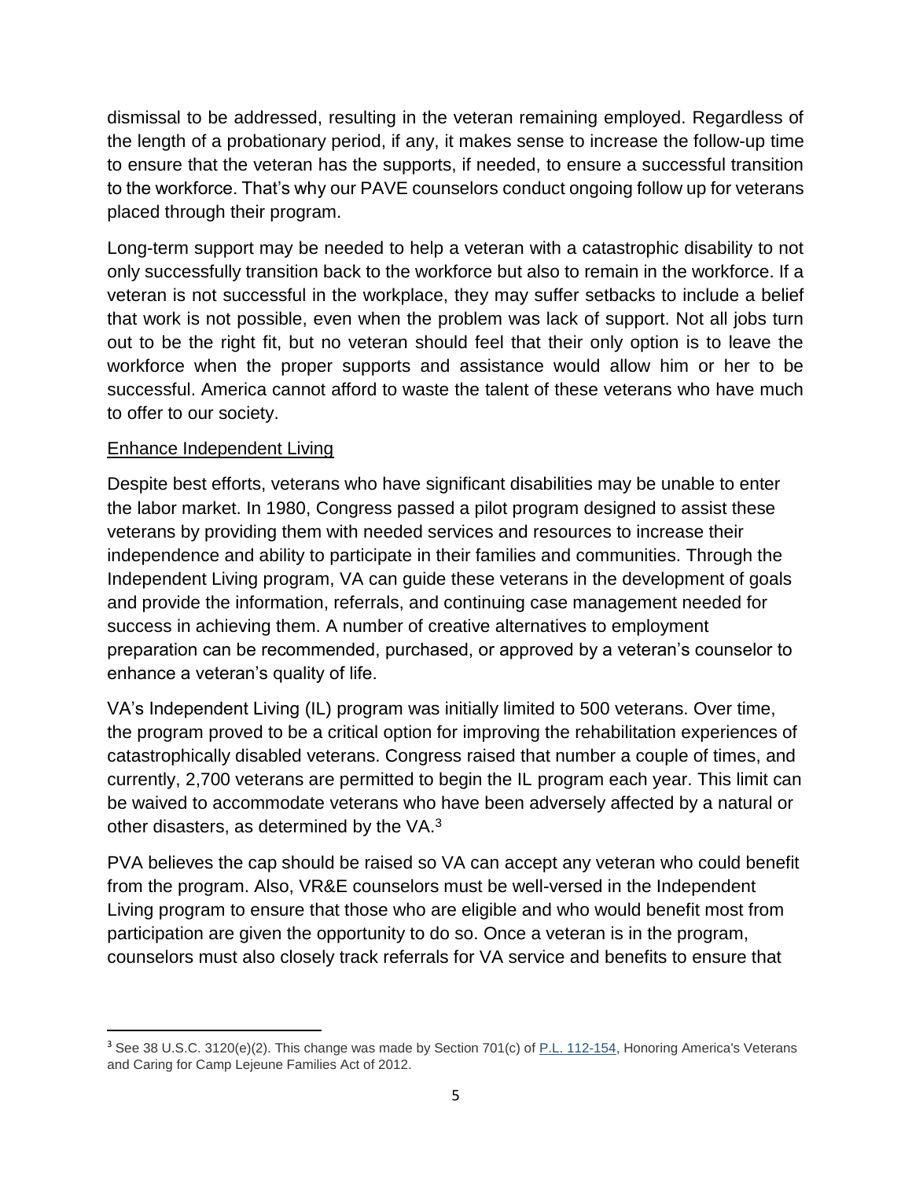dismissal to be addressed, resulting in the veteran remaining employed. Regardless of the length of a probationary period, if any, it makes sense to increase the follow-up time to ensure that the veteran has the supports, if needed, to ensure a successful transition to the workforce. That's why our PAVE counselors conduct ongoing follow up for veterans placed through their program.

Long-term support may be needed to help a veteran with a catastrophic disability to not only successfully transition back to the workforce but also to remain in the workforce. If a veteran is not successful in the workplace, they may suffer setbacks to include a belief that work is not possible, even when the problem was lack of support. Not all jobs turn out to be the right fit, but no veteran should feel that their only option is to leave the workforce when the proper supports and assistance would allow him or her to be successful. America cannot afford to waste the talent of these veterans who have much to offer to our society.

<u>Enhance Independent Living</u>

Despite best efforts, veterans who have significant disabilities may be unable to enter the labor market. In 1980, Congress passed a pilot program designed to assist these veterans by providing them with needed services and resources to increase their independence and ability to participate in their families and communities. Through the Independent Living program, VA can guide these veterans in the development of goals and provide the information, referrals, and continuing case management needed for success in achieving them. A number of creative alternatives to employment preparation can be recommended, purchased, or approved by a veteran's counselor to enhance a veteran's quality of life.

VA's Independent Living (IL) program was initially limited to 500 veterans. Over time, the program proved to be a critical option for improving the rehabilitation experiences of catastrophically disabled veterans. Congress raised that number a couple of times, and currently, 2,700 veterans are permitted to begin the IL program each year. This limit can be waived to accommodate veterans who have been adversely affected by a natural or other disasters, as determined by the VA.[3]

PVA believes the cap should be raised so VA can accept any veteran who could benefit from the program. Also, VR&E counselors must be well-versed in the Independent Living program to ensure that those who are eligible and who would benefit most from participation are given the opportunity to do so. Once a veteran is in the program, counselors must also closely track referrals for VA service and benefits to ensure that

---

[3] See 38 U.S.C. 3120(e)(2). This change was made by Section 701(c) of P.L. 112-154, Honoring America's Veterans and Caring for Camp Lejeune Families Act of 2012.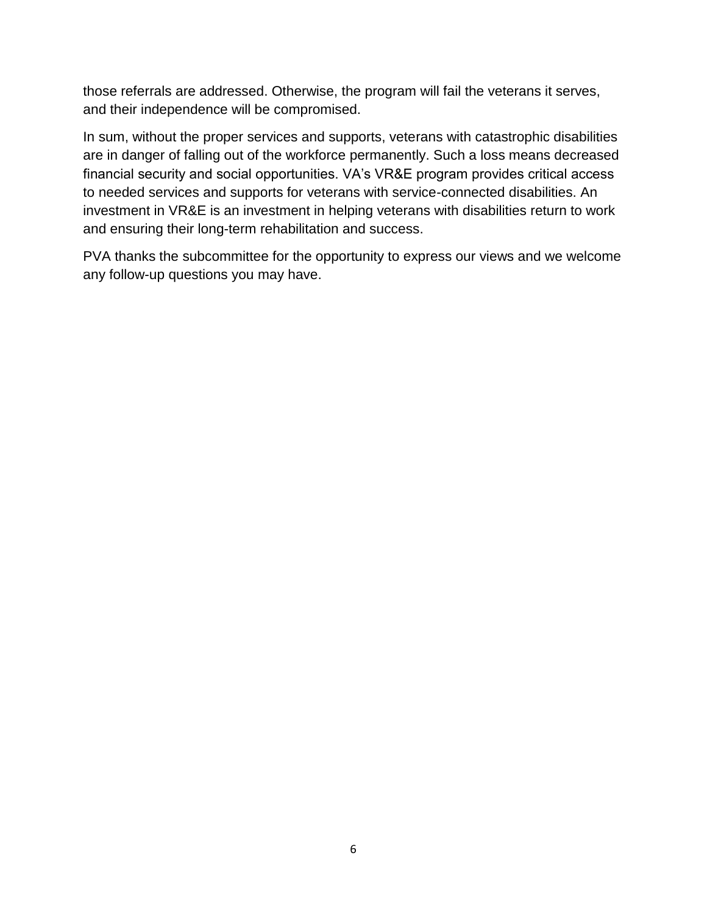those referrals are addressed. Otherwise, the program will fail the veterans it serves, and their independence will be compromised.

In sum, without the proper services and supports, veterans with catastrophic disabilities are in danger of falling out of the workforce permanently. Such a loss means decreased financial security and social opportunities. VA's VR&E program provides critical access to needed services and supports for veterans with service-connected disabilities. An investment in VR&E is an investment in helping veterans with disabilities return to work and ensuring their long-term rehabilitation and success.

PVA thanks the subcommittee for the opportunity to express our views and we welcome any follow-up questions you may have.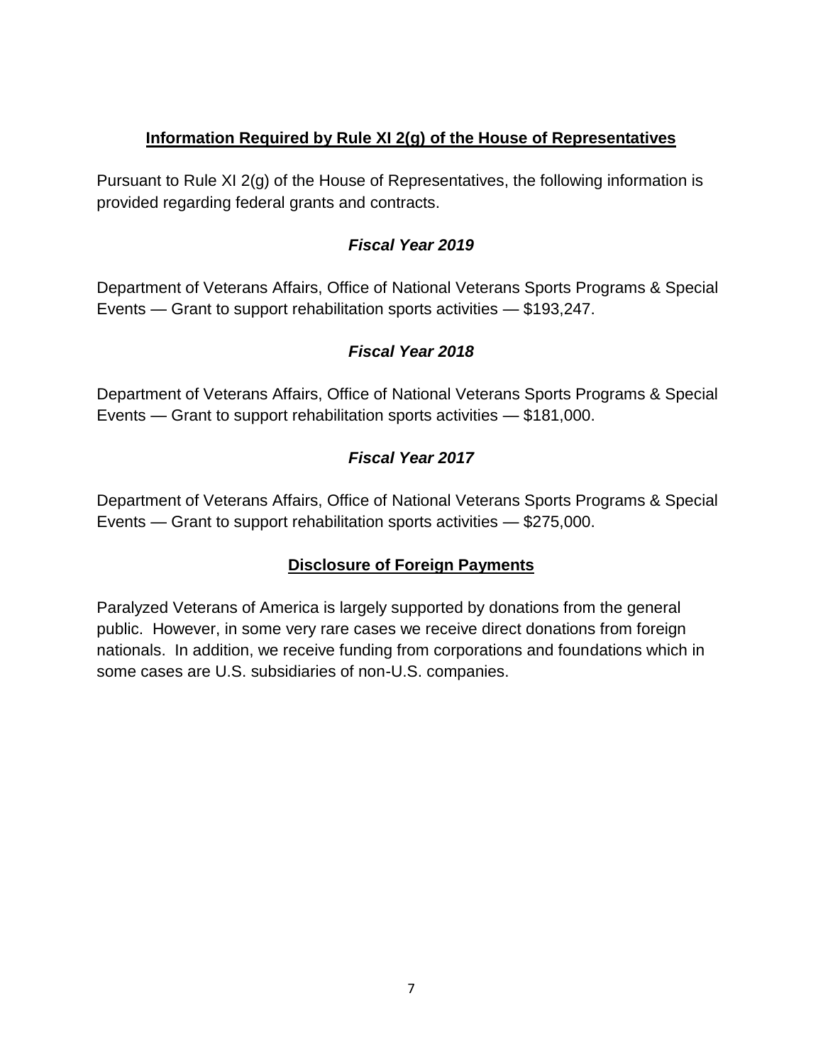## **Information Required by Rule XI 2(g) of the House of Representatives**

Pursuant to Rule XI 2(g) of the House of Representatives, the following information is provided regarding federal grants and contracts.

### ***Fiscal Year 2019***

Department of Veterans Affairs, Office of National Veterans Sports Programs & Special Events — Grant to support rehabilitation sports activities — $193,247.

### ***Fiscal Year 2018***

Department of Veterans Affairs, Office of National Veterans Sports Programs & Special Events — Grant to support rehabilitation sports activities — $181,000.

### ***Fiscal Year 2017***

Department of Veterans Affairs, Office of National Veterans Sports Programs & Special Events — Grant to support rehabilitation sports activities — $275,000.

## **Disclosure of Foreign Payments**

Paralyzed Veterans of America is largely supported by donations from the general public. However, in some very rare cases we receive direct donations from foreign nationals. In addition, we receive funding from corporations and foundations which in some cases are U.S. subsidiaries of non-U.S. companies.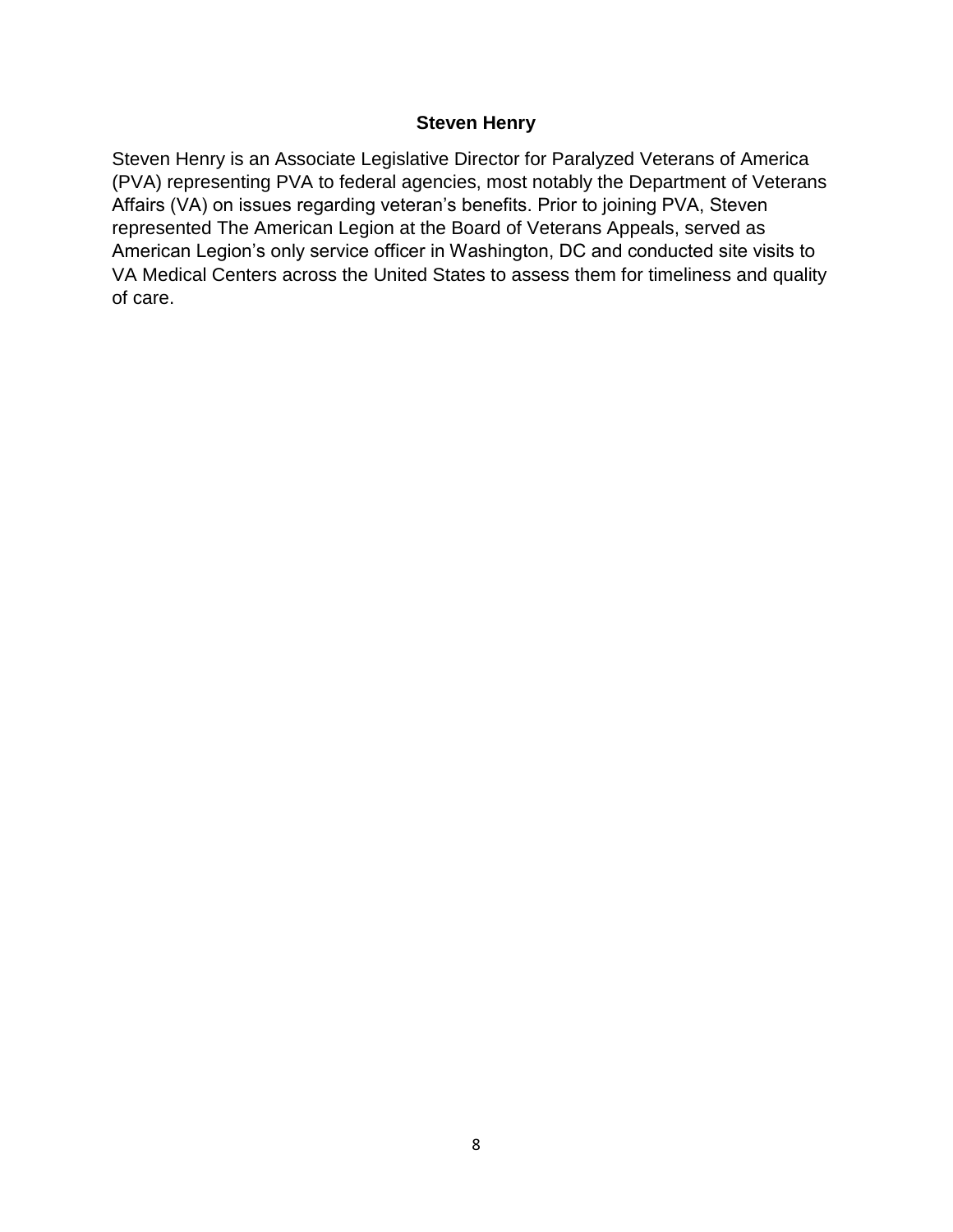**Steven Henry**

Steven Henry is an Associate Legislative Director for Paralyzed Veterans of America (PVA) representing PVA to federal agencies, most notably the Department of Veterans Affairs (VA) on issues regarding veteran's benefits. Prior to joining PVA, Steven represented The American Legion at the Board of Veterans Appeals, served as American Legion's only service officer in Washington, DC and conducted site visits to VA Medical Centers across the United States to assess them for timeliness and quality of care.